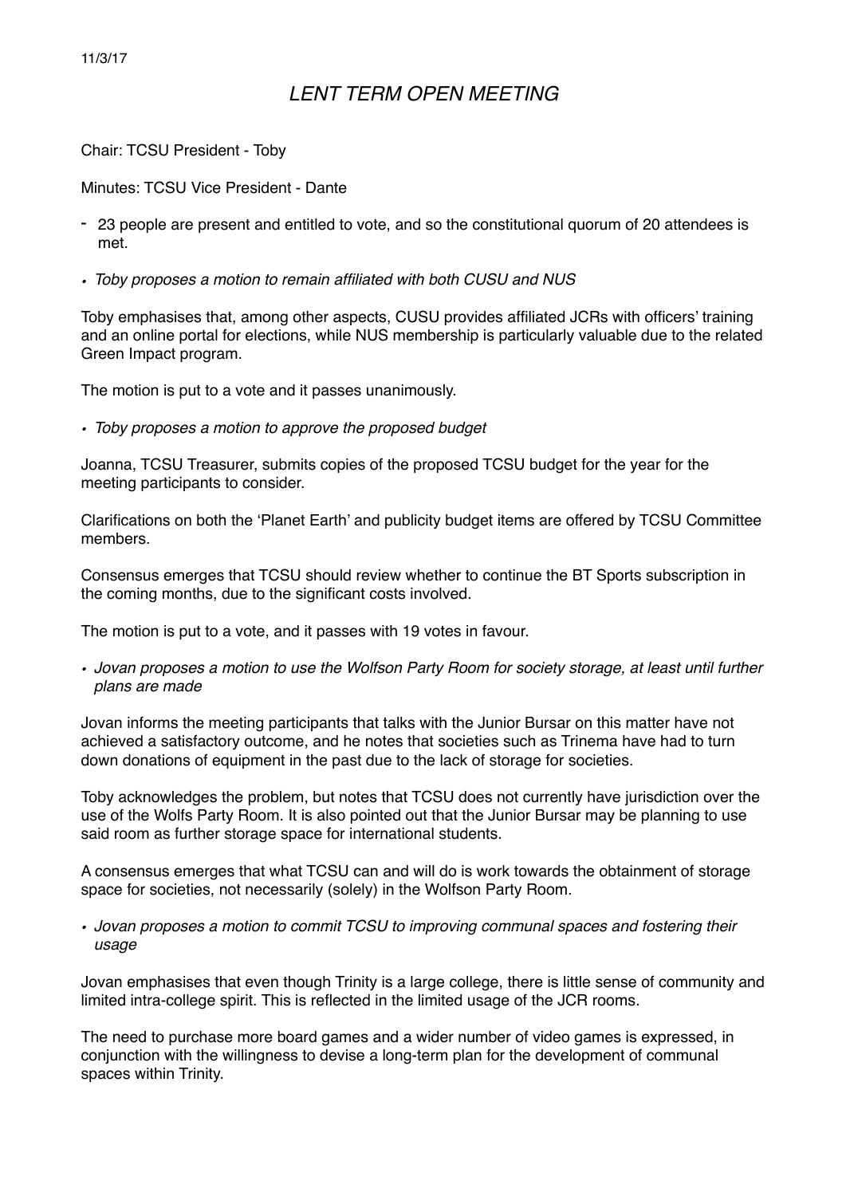11/3/17

# *LENT TERM OPEN MEETING*

Chair: TCSU President - Toby

Minutes: TCSU Vice President - Dante

- 23 people are present and entitled to vote, and so the constitutional quorum of 20 attendees is met.

- *Toby proposes a motion to remain affiliated with both CUSU and NUS*

Toby emphasises that, among other aspects, CUSU provides affiliated JCRs with officers' training and an online portal for elections, while NUS membership is particularly valuable due to the related Green Impact program.

The motion is put to a vote and it passes unanimously.

- *Toby proposes a motion to approve the proposed budget*

Joanna, TCSU Treasurer, submits copies of the proposed TCSU budget for the year for the meeting participants to consider.

Clarifications on both the 'Planet Earth' and publicity budget items are offered by TCSU Committee members.

Consensus emerges that TCSU should review whether to continue the BT Sports subscription in the coming months, due to the significant costs involved.

The motion is put to a vote, and it passes with 19 votes in favour.

- *Jovan proposes a motion to use the Wolfson Party Room for society storage, at least until further plans are made*

Jovan informs the meeting participants that talks with the Junior Bursar on this matter have not achieved a satisfactory outcome, and he notes that societies such as Trinema have had to turn down donations of equipment in the past due to the lack of storage for societies.

Toby acknowledges the problem, but notes that TCSU does not currently have jurisdiction over the use of the Wolfs Party Room. It is also pointed out that the Junior Bursar may be planning to use said room as further storage space for international students.

A consensus emerges that what TCSU can and will do is work towards the obtainment of storage space for societies, not necessarily (solely) in the Wolfson Party Room.

- *Jovan proposes a motion to commit TCSU to improving communal spaces and fostering their usage*

Jovan emphasises that even though Trinity is a large college, there is little sense of community and limited intra-college spirit. This is reflected in the limited usage of the JCR rooms.

The need to purchase more board games and a wider number of video games is expressed, in conjunction with the willingness to devise a long-term plan for the development of communal spaces within Trinity.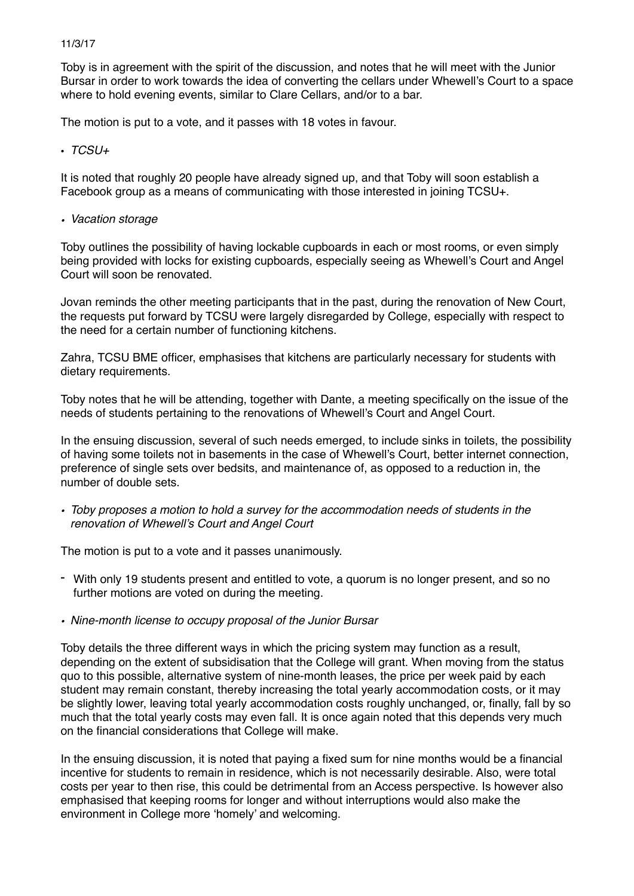11/3/17

Toby is in agreement with the spirit of the discussion, and notes that he will meet with the Junior Bursar in order to work towards the idea of converting the cellars under Whewell's Court to a space where to hold evening events, similar to Clare Cellars, and/or to a bar.

The motion is put to a vote, and it passes with 18 votes in favour.

- *TCSU+*

It is noted that roughly 20 people have already signed up, and that Toby will soon establish a Facebook group as a means of communicating with those interested in joining TCSU+.

- *Vacation storage*

Toby outlines the possibility of having lockable cupboards in each or most rooms, or even simply being provided with locks for existing cupboards, especially seeing as Whewell's Court and Angel Court will soon be renovated.

Jovan reminds the other meeting participants that in the past, during the renovation of New Court, the requests put forward by TCSU were largely disregarded by College, especially with respect to the need for a certain number of functioning kitchens.

Zahra, TCSU BME officer, emphasises that kitchens are particularly necessary for students with dietary requirements.

Toby notes that he will be attending, together with Dante, a meeting specifically on the issue of the needs of students pertaining to the renovations of Whewell's Court and Angel Court.

In the ensuing discussion, several of such needs emerged, to include sinks in toilets, the possibility of having some toilets not in basements in the case of Whewell's Court, better internet connection, preference of single sets over bedsits, and maintenance of, as opposed to a reduction in, the number of double sets.

- *Toby proposes a motion to hold a survey for the accommodation needs of students in the renovation of Whewell's Court and Angel Court*

The motion is put to a vote and it passes unanimously.

- With only 19 students present and entitled to vote, a quorum is no longer present, and so no further motions are voted on during the meeting.

- *Nine-month license to occupy proposal of the Junior Bursar*

Toby details the three different ways in which the pricing system may function as a result, depending on the extent of subsidisation that the College will grant. When moving from the status quo to this possible, alternative system of nine-month leases, the price per week paid by each student may remain constant, thereby increasing the total yearly accommodation costs, or it may be slightly lower, leaving total yearly accommodation costs roughly unchanged, or, finally, fall by so much that the total yearly costs may even fall. It is once again noted that this depends very much on the financial considerations that College will make.

In the ensuing discussion, it is noted that paying a fixed sum for nine months would be a financial incentive for students to remain in residence, which is not necessarily desirable. Also, were total costs per year to then rise, this could be detrimental from an Access perspective. Is however also emphasised that keeping rooms for longer and without interruptions would also make the environment in College more 'homely' and welcoming.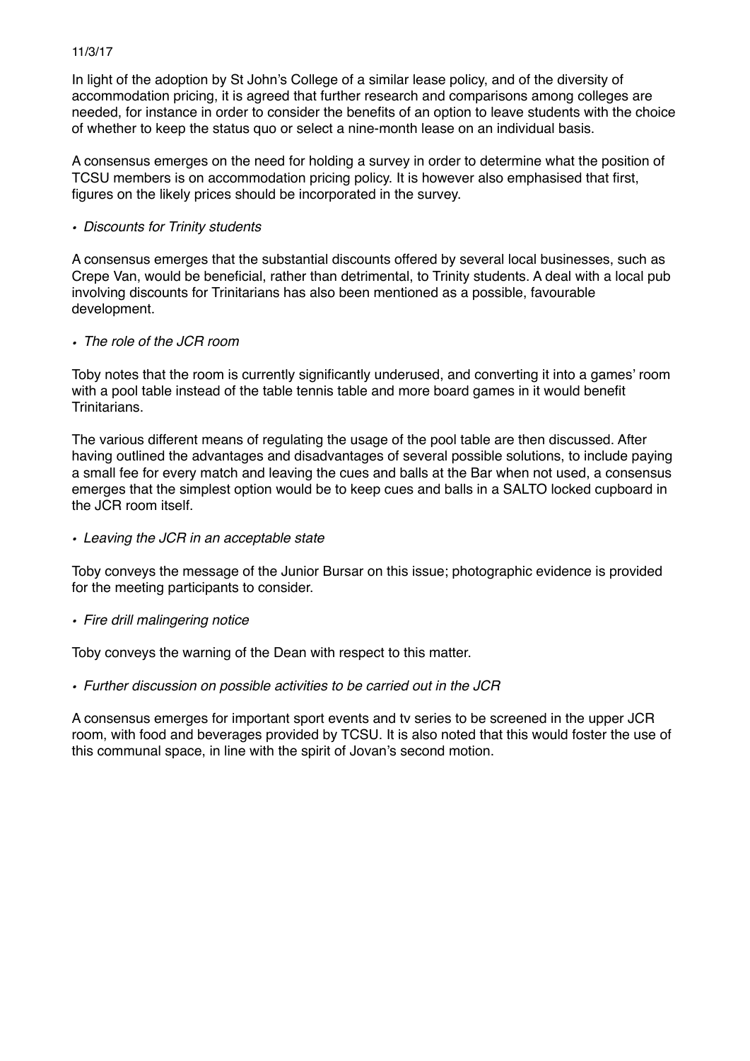11/3/17

In light of the adoption by St John's College of a similar lease policy, and of the diversity of accommodation pricing, it is agreed that further research and comparisons among colleges are needed, for instance in order to consider the benefits of an option to leave students with the choice of whether to keep the status quo or select a nine-month lease on an individual basis.

A consensus emerges on the need for holding a survey in order to determine what the position of TCSU members is on accommodation pricing policy. It is however also emphasised that first, figures on the likely prices should be incorporated in the survey.

- *Discounts for Trinity students*

A consensus emerges that the substantial discounts offered by several local businesses, such as Crepe Van, would be beneficial, rather than detrimental, to Trinity students. A deal with a local pub involving discounts for Trinitarians has also been mentioned as a possible, favourable development.

- *The role of the JCR room*

Toby notes that the room is currently significantly underused, and converting it into a games' room with a pool table instead of the table tennis table and more board games in it would benefit Trinitarians.

The various different means of regulating the usage of the pool table are then discussed. After having outlined the advantages and disadvantages of several possible solutions, to include paying a small fee for every match and leaving the cues and balls at the Bar when not used, a consensus emerges that the simplest option would be to keep cues and balls in a SALTO locked cupboard in the JCR room itself.

- *Leaving the JCR in an acceptable state*

Toby conveys the message of the Junior Bursar on this issue; photographic evidence is provided for the meeting participants to consider.

- *Fire drill malingering notice*

Toby conveys the warning of the Dean with respect to this matter.

- *Further discussion on possible activities to be carried out in the JCR*

A consensus emerges for important sport events and tv series to be screened in the upper JCR room, with food and beverages provided by TCSU. It is also noted that this would foster the use of this communal space, in line with the spirit of Jovan's second motion.